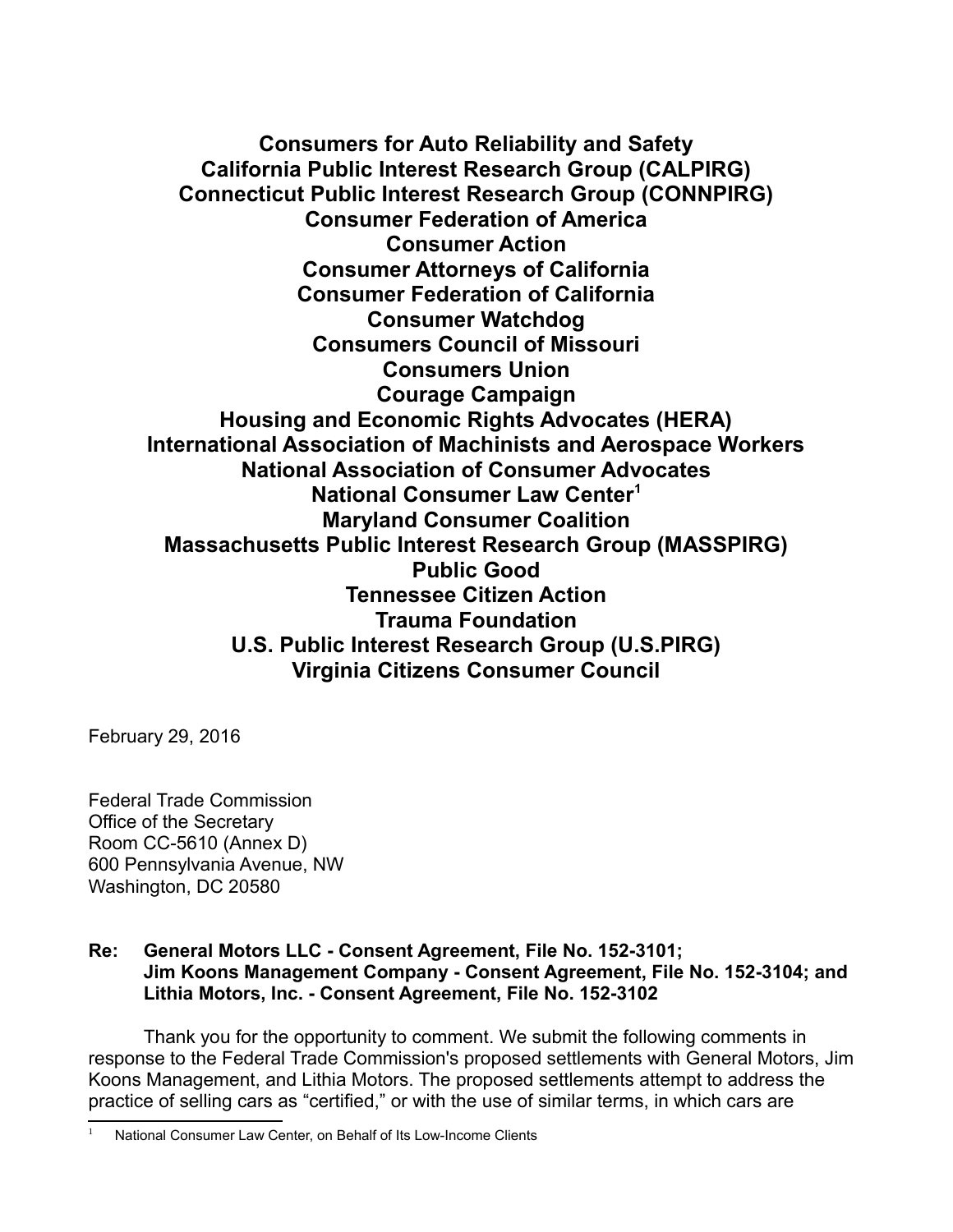**Consumers for Auto Reliability and Safety**
**California Public Interest Research Group (CALPIRG)**
**Connecticut Public Interest Research Group (CONNPIRG)**
**Consumer Federation of America**
**Consumer Action**
**Consumer Attorneys of California**
**Consumer Federation of California**
**Consumer Watchdog**
**Consumers Council of Missouri**
**Consumers Union**
**Courage Campaign**
**Housing and Economic Rights Advocates (HERA)**
**International Association of Machinists and Aerospace Workers**
**National Association of Consumer Advocates**
**National Consumer Law Center[1]**
**Maryland Consumer Coalition**
**Massachusetts Public Interest Research Group (MASSPIRG)**
**Public Good**
**Tennessee Citizen Action**
**Trauma Foundation**
**U.S. Public Interest Research Group (U.S.PIRG)**
**Virginia Citizens Consumer Council**

February 29, 2016

Federal Trade Commission
Office of the Secretary
Room CC-5610 (Annex D)
600 Pennsylvania Avenue, NW
Washington, DC 20580

**Re: General Motors LLC - Consent Agreement, File No. 152-3101;**
**Jim Koons Management Company - Consent Agreement, File No. 152-3104; and**
**Lithia Motors, Inc. - Consent Agreement, File No. 152-3102**

Thank you for the opportunity to comment. We submit the following comments in response to the Federal Trade Commission's proposed settlements with General Motors, Jim Koons Management, and Lithia Motors. The proposed settlements attempt to address the practice of selling cars as "certified," or with the use of similar terms, in which cars are

---

[1] National Consumer Law Center, on Behalf of Its Low-Income Clients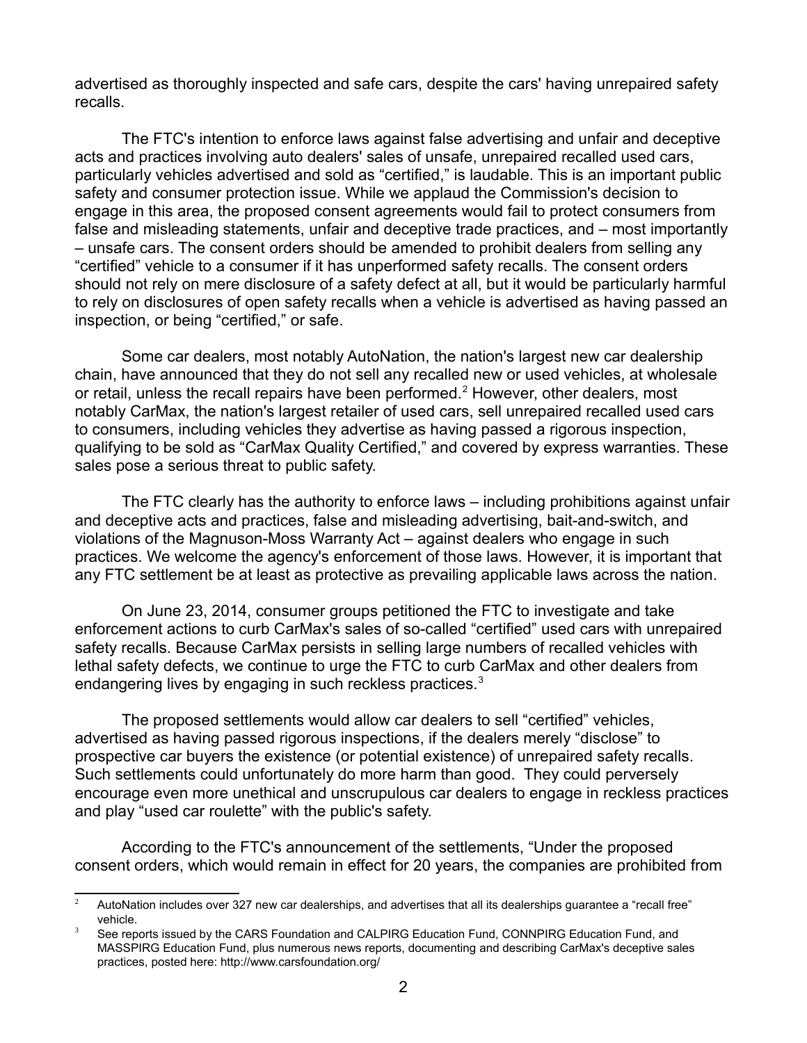advertised as thoroughly inspected and safe cars, despite the cars' having unrepaired safety recalls.

The FTC's intention to enforce laws against false advertising and unfair and deceptive acts and practices involving auto dealers' sales of unsafe, unrepaired recalled used cars, particularly vehicles advertised and sold as "certified," is laudable. This is an important public safety and consumer protection issue. While we applaud the Commission's decision to engage in this area, the proposed consent agreements would fail to protect consumers from false and misleading statements, unfair and deceptive trade practices, and – most importantly – unsafe cars. The consent orders should be amended to prohibit dealers from selling any "certified" vehicle to a consumer if it has unperformed safety recalls. The consent orders should not rely on mere disclosure of a safety defect at all, but it would be particularly harmful to rely on disclosures of open safety recalls when a vehicle is advertised as having passed an inspection, or being "certified," or safe.

Some car dealers, most notably AutoNation, the nation's largest new car dealership chain, have announced that they do not sell any recalled new or used vehicles, at wholesale or retail, unless the recall repairs have been performed.[2] However, other dealers, most notably CarMax, the nation's largest retailer of used cars, sell unrepaired recalled used cars to consumers, including vehicles they advertise as having passed a rigorous inspection, qualifying to be sold as "CarMax Quality Certified," and covered by express warranties. These sales pose a serious threat to public safety.

The FTC clearly has the authority to enforce laws – including prohibitions against unfair and deceptive acts and practices, false and misleading advertising, bait-and-switch, and violations of the Magnuson-Moss Warranty Act – against dealers who engage in such practices. We welcome the agency's enforcement of those laws. However, it is important that any FTC settlement be at least as protective as prevailing applicable laws across the nation.

On June 23, 2014, consumer groups petitioned the FTC to investigate and take enforcement actions to curb CarMax's sales of so-called "certified" used cars with unrepaired safety recalls. Because CarMax persists in selling large numbers of recalled vehicles with lethal safety defects, we continue to urge the FTC to curb CarMax and other dealers from endangering lives by engaging in such reckless practices.[3]

The proposed settlements would allow car dealers to sell "certified" vehicles, advertised as having passed rigorous inspections, if the dealers merely "disclose" to prospective car buyers the existence (or potential existence) of unrepaired safety recalls. Such settlements could unfortunately do more harm than good. They could perversely encourage even more unethical and unscrupulous car dealers to engage in reckless practices and play "used car roulette" with the public's safety.

According to the FTC's announcement of the settlements, "Under the proposed consent orders, which would remain in effect for 20 years, the companies are prohibited from

---

[2] AutoNation includes over 327 new car dealerships, and advertises that all its dealerships guarantee a "recall free" vehicle.

[3] See reports issued by the CARS Foundation and CALPIRG Education Fund, CONNPIRG Education Fund, and MASSPIRG Education Fund, plus numerous news reports, documenting and describing CarMax's deceptive sales practices, posted here: http://www.carsfoundation.org/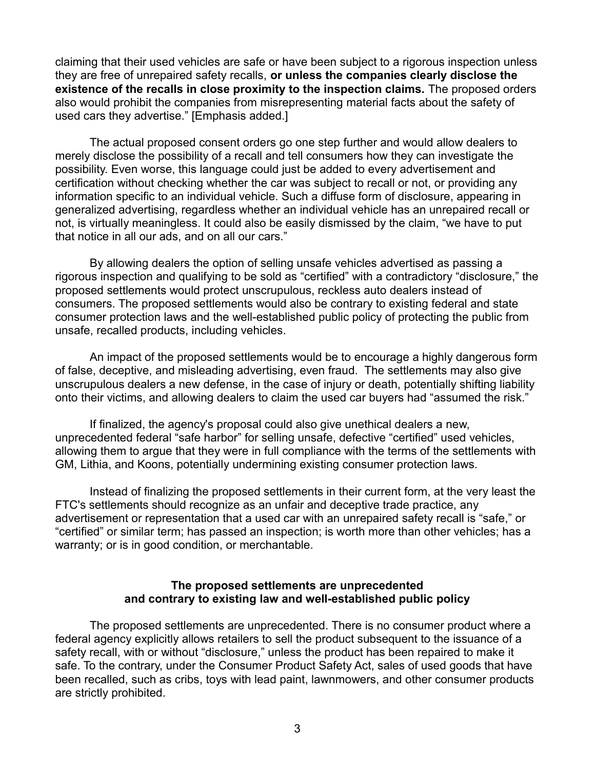claiming that their used vehicles are safe or have been subject to a rigorous inspection unless they are free of unrepaired safety recalls, **or unless the companies clearly disclose the existence of the recalls in close proximity to the inspection claims.** The proposed orders also would prohibit the companies from misrepresenting material facts about the safety of used cars they advertise." [Emphasis added.]

The actual proposed consent orders go one step further and would allow dealers to merely disclose the possibility of a recall and tell consumers how they can investigate the possibility. Even worse, this language could just be added to every advertisement and certification without checking whether the car was subject to recall or not, or providing any information specific to an individual vehicle. Such a diffuse form of disclosure, appearing in generalized advertising, regardless whether an individual vehicle has an unrepaired recall or not, is virtually meaningless. It could also be easily dismissed by the claim, "we have to put that notice in all our ads, and on all our cars."

By allowing dealers the option of selling unsafe vehicles advertised as passing a rigorous inspection and qualifying to be sold as "certified" with a contradictory "disclosure," the proposed settlements would protect unscrupulous, reckless auto dealers instead of consumers. The proposed settlements would also be contrary to existing federal and state consumer protection laws and the well-established public policy of protecting the public from unsafe, recalled products, including vehicles.

An impact of the proposed settlements would be to encourage a highly dangerous form of false, deceptive, and misleading advertising, even fraud. The settlements may also give unscrupulous dealers a new defense, in the case of injury or death, potentially shifting liability onto their victims, and allowing dealers to claim the used car buyers had "assumed the risk."

If finalized, the agency's proposal could also give unethical dealers a new, unprecedented federal "safe harbor" for selling unsafe, defective "certified" used vehicles, allowing them to argue that they were in full compliance with the terms of the settlements with GM, Lithia, and Koons, potentially undermining existing consumer protection laws.

Instead of finalizing the proposed settlements in their current form, at the very least the FTC's settlements should recognize as an unfair and deceptive trade practice, any advertisement or representation that a used car with an unrepaired safety recall is "safe," or "certified" or similar term; has passed an inspection; is worth more than other vehicles; has a warranty; or is in good condition, or merchantable.

## The proposed settlements are unprecedented and contrary to existing law and well-established public policy

The proposed settlements are unprecedented. There is no consumer product where a federal agency explicitly allows retailers to sell the product subsequent to the issuance of a safety recall, with or without "disclosure," unless the product has been repaired to make it safe. To the contrary, under the Consumer Product Safety Act, sales of used goods that have been recalled, such as cribs, toys with lead paint, lawnmowers, and other consumer products are strictly prohibited.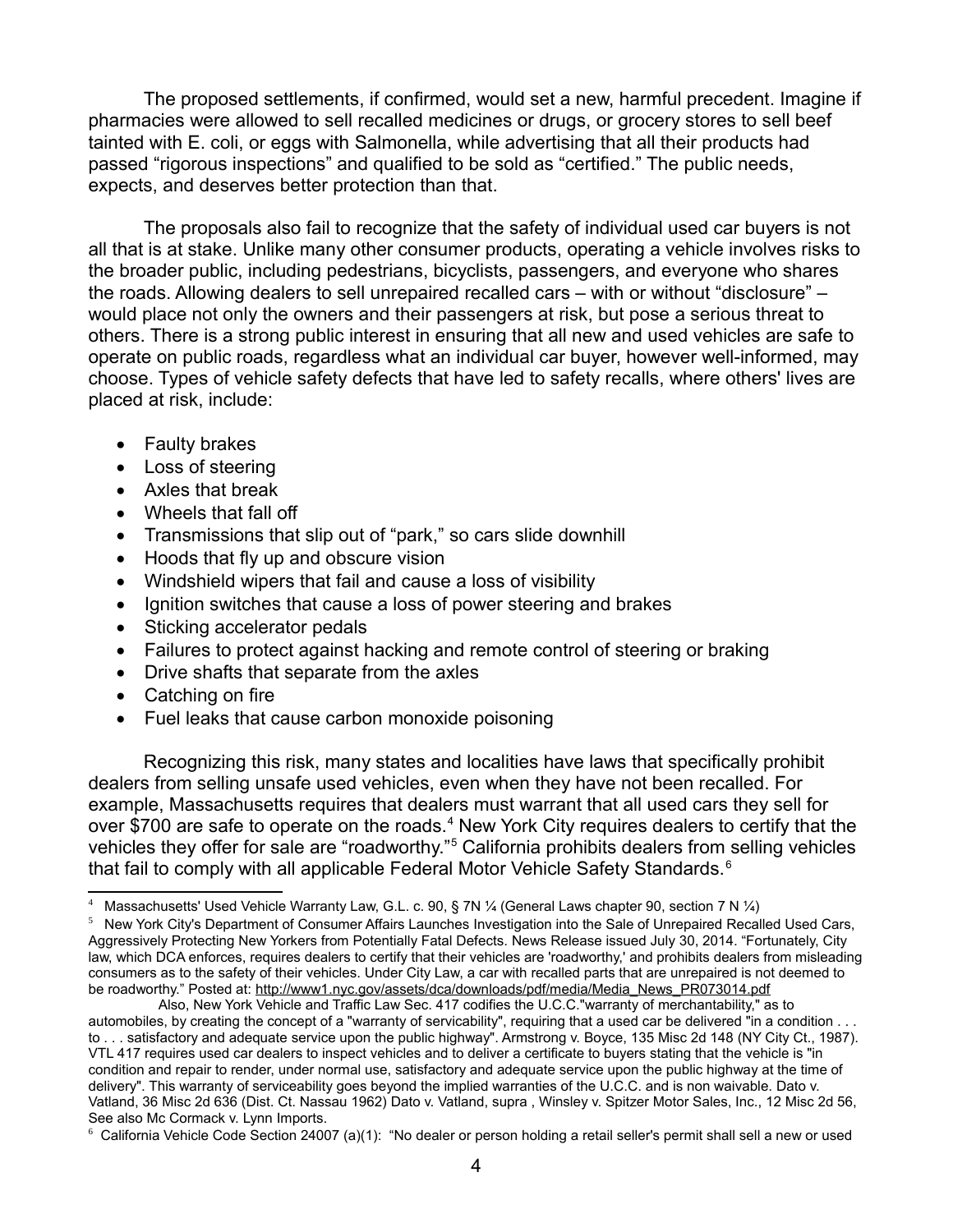The proposed settlements, if confirmed, would set a new, harmful precedent. Imagine if pharmacies were allowed to sell recalled medicines or drugs, or grocery stores to sell beef tainted with E. coli, or eggs with Salmonella, while advertising that all their products had passed "rigorous inspections" and qualified to be sold as "certified." The public needs, expects, and deserves better protection than that.

The proposals also fail to recognize that the safety of individual used car buyers is not all that is at stake. Unlike many other consumer products, operating a vehicle involves risks to the broader public, including pedestrians, bicyclists, passengers, and everyone who shares the roads. Allowing dealers to sell unrepaired recalled cars – with or without "disclosure" – would place not only the owners and their passengers at risk, but pose a serious threat to others. There is a strong public interest in ensuring that all new and used vehicles are safe to operate on public roads, regardless what an individual car buyer, however well-informed, may choose. Types of vehicle safety defects that have led to safety recalls, where others' lives are placed at risk, include:

- Faulty brakes
- Loss of steering
- Axles that break
- Wheels that fall off
- Transmissions that slip out of "park," so cars slide downhill
- Hoods that fly up and obscure vision
- Windshield wipers that fail and cause a loss of visibility
- Ignition switches that cause a loss of power steering and brakes
- Sticking accelerator pedals
- Failures to protect against hacking and remote control of steering or braking
- Drive shafts that separate from the axles
- Catching on fire
- Fuel leaks that cause carbon monoxide poisoning

Recognizing this risk, many states and localities have laws that specifically prohibit dealers from selling unsafe used vehicles, even when they have not been recalled. For example, Massachusetts requires that dealers must warrant that all used cars they sell for over $700 are safe to operate on the roads.[4] New York City requires dealers to certify that the vehicles they offer for sale are "roadworthy."[5] California prohibits dealers from selling vehicles that fail to comply with all applicable Federal Motor Vehicle Safety Standards.[6]

---

[4] Massachusetts' Used Vehicle Warranty Law, G.L. c. 90, § 7N ¼ (General Laws chapter 90, section 7 N ¼)

[5] New York City's Department of Consumer Affairs Launches Investigation into the Sale of Unrepaired Recalled Used Cars, Aggressively Protecting New Yorkers from Potentially Fatal Defects. News Release issued July 30, 2014. "Fortunately, City law, which DCA enforces, requires dealers to certify that their vehicles are 'roadworthy,' and prohibits dealers from misleading consumers as to the safety of their vehicles. Under City Law, a car with recalled parts that are unrepaired is not deemed to be roadworthy." Posted at: http://www1.nyc.gov/assets/dca/downloads/pdf/media/Media_News_PR073014.pdf

Also, New York Vehicle and Traffic Law Sec. 417 codifies the U.C.C."warranty of merchantability," as to automobiles, by creating the concept of a "warranty of servicability", requiring that a used car be delivered "in a condition . . . to . . . satisfactory and adequate service upon the public highway". Armstrong v. Boyce, 135 Misc 2d 148 (NY City Ct., 1987). VTL 417 requires used car dealers to inspect vehicles and to deliver a certificate to buyers stating that the vehicle is "in condition and repair to render, under normal use, satisfactory and adequate service upon the public highway at the time of delivery". This warranty of serviceability goes beyond the implied warranties of the U.C.C. and is non waivable. Dato v. Vatland, 36 Misc 2d 636 (Dist. Ct. Nassau 1962) Dato v. Vatland, supra , Winsley v. Spitzer Motor Sales, Inc., 12 Misc 2d 56, See also Mc Cormack v. Lynn Imports.

[6] California Vehicle Code Section 24007 (a)(1): "No dealer or person holding a retail seller's permit shall sell a new or used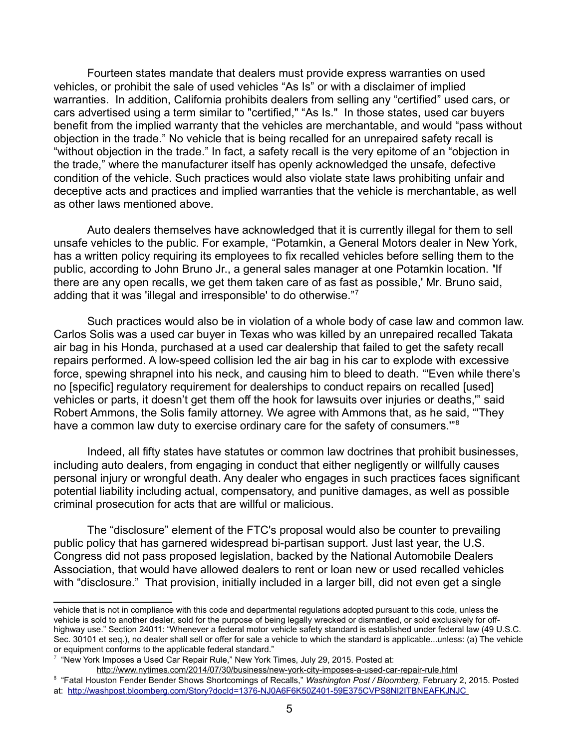Fourteen states mandate that dealers must provide express warranties on used vehicles, or prohibit the sale of used vehicles "As Is" or with a disclaimer of implied warranties. In addition, California prohibits dealers from selling any "certified" used cars, or cars advertised using a term similar to "certified," "As Is." In those states, used car buyers benefit from the implied warranty that the vehicles are merchantable, and would "pass without objection in the trade." No vehicle that is being recalled for an unrepaired safety recall is "without objection in the trade." In fact, a safety recall is the very epitome of an "objection in the trade," where the manufacturer itself has openly acknowledged the unsafe, defective condition of the vehicle. Such practices would also violate state laws prohibiting unfair and deceptive acts and practices and implied warranties that the vehicle is merchantable, as well as other laws mentioned above.

Auto dealers themselves have acknowledged that it is currently illegal for them to sell unsafe vehicles to the public. For example, "Potamkin, a General Motors dealer in New York, has a written policy requiring its employees to fix recalled vehicles before selling them to the public, according to John Bruno Jr., a general sales manager at one Potamkin location. 'If there are any open recalls, we get them taken care of as fast as possible,' Mr. Bruno said, adding that it was 'illegal and irresponsible' to do otherwise."[7]

Such practices would also be in violation of a whole body of case law and common law. Carlos Solis was a used car buyer in Texas who was killed by an unrepaired recalled Takata air bag in his Honda, purchased at a used car dealership that failed to get the safety recall repairs performed. A low-speed collision led the air bag in his car to explode with excessive force, spewing shrapnel into his neck, and causing him to bleed to death. "'Even while there's no [specific] regulatory requirement for dealerships to conduct repairs on recalled [used] vehicles or parts, it doesn't get them off the hook for lawsuits over injuries or deaths,'" said Robert Ammons, the Solis family attorney. We agree with Ammons that, as he said, "'They have a common law duty to exercise ordinary care for the safety of consumers.'"[8]

Indeed, all fifty states have statutes or common law doctrines that prohibit businesses, including auto dealers, from engaging in conduct that either negligently or willfully causes personal injury or wrongful death. Any dealer who engages in such practices faces significant potential liability including actual, compensatory, and punitive damages, as well as possible criminal prosecution for acts that are willful or malicious.

The "disclosure" element of the FTC's proposal would also be counter to prevailing public policy that has garnered widespread bi-partisan support. Just last year, the U.S. Congress did not pass proposed legislation, backed by the National Automobile Dealers Association, that would have allowed dealers to rent or loan new or used recalled vehicles with "disclosure." That provision, initially included in a larger bill, did not even get a single

---

vehicle that is not in compliance with this code and departmental regulations adopted pursuant to this code, unless the vehicle is sold to another dealer, sold for the purpose of being legally wrecked or dismantled, or sold exclusively for off-highway use." Section 24011: "Whenever a federal motor vehicle safety standard is established under federal law (49 U.S.C. Sec. 30101 et seq.), no dealer shall sell or offer for sale a vehicle to which the standard is applicable...unless: (a) The vehicle or equipment conforms to the applicable federal standard."

[7] "New York Imposes a Used Car Repair Rule," New York Times, July 29, 2015. Posted at: http://www.nytimes.com/2014/07/30/business/new-york-city-imposes-a-used-car-repair-rule.html

[8] "Fatal Houston Fender Bender Shows Shortcomings of Recalls," *Washington Post / Bloomberg,* February 2, 2015. Posted at: http://washpost.bloomberg.com/Story?docId=1376-NJ0A6F6K50Z401-59E375CVPS8NI2ITBNEAFKJNJC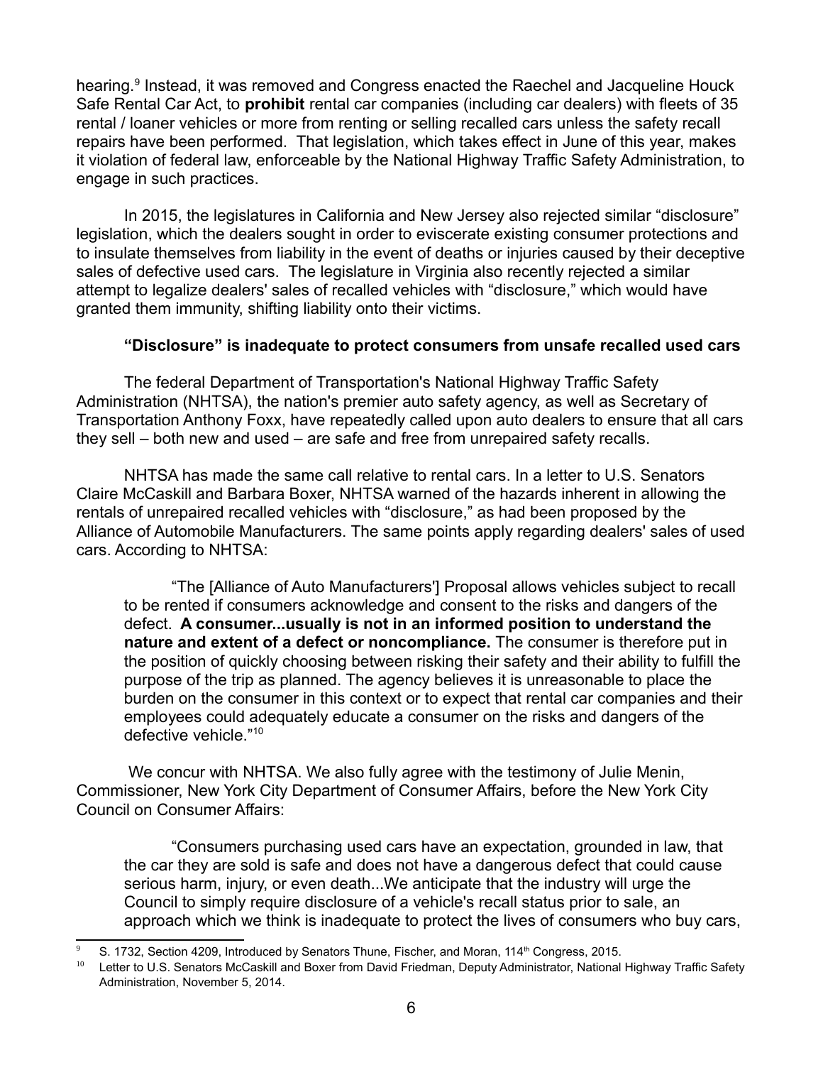hearing.[9] Instead, it was removed and Congress enacted the Raechel and Jacqueline Houck Safe Rental Car Act, to **prohibit** rental car companies (including car dealers) with fleets of 35 rental / loaner vehicles or more from renting or selling recalled cars unless the safety recall repairs have been performed. That legislation, which takes effect in June of this year, makes it violation of federal law, enforceable by the National Highway Traffic Safety Administration, to engage in such practices.

In 2015, the legislatures in California and New Jersey also rejected similar "disclosure" legislation, which the dealers sought in order to eviscerate existing consumer protections and to insulate themselves from liability in the event of deaths or injuries caused by their deceptive sales of defective used cars. The legislature in Virginia also recently rejected a similar attempt to legalize dealers' sales of recalled vehicles with "disclosure," which would have granted them immunity, shifting liability onto their victims.

### "Disclosure" is inadequate to protect consumers from unsafe recalled used cars

The federal Department of Transportation's National Highway Traffic Safety Administration (NHTSA), the nation's premier auto safety agency, as well as Secretary of Transportation Anthony Foxx, have repeatedly called upon auto dealers to ensure that all cars they sell – both new and used – are safe and free from unrepaired safety recalls.

NHTSA has made the same call relative to rental cars. In a letter to U.S. Senators Claire McCaskill and Barbara Boxer, NHTSA warned of the hazards inherent in allowing the rentals of unrepaired recalled vehicles with "disclosure," as had been proposed by the Alliance of Automobile Manufacturers. The same points apply regarding dealers' sales of used cars. According to NHTSA:

> "The [Alliance of Auto Manufacturers'] Proposal allows vehicles subject to recall to be rented if consumers acknowledge and consent to the risks and dangers of the defect. **A consumer...usually is not in an informed position to understand the nature and extent of a defect or noncompliance.** The consumer is therefore put in the position of quickly choosing between risking their safety and their ability to fulfill the purpose of the trip as planned. The agency believes it is unreasonable to place the burden on the consumer in this context or to expect that rental car companies and their employees could adequately educate a consumer on the risks and dangers of the defective vehicle."[10]

We concur with NHTSA. We also fully agree with the testimony of Julie Menin, Commissioner, New York City Department of Consumer Affairs, before the New York City Council on Consumer Affairs:

> "Consumers purchasing used cars have an expectation, grounded in law, that the car they are sold is safe and does not have a dangerous defect that could cause serious harm, injury, or even death...We anticipate that the industry will urge the Council to simply require disclosure of a vehicle's recall status prior to sale, an approach which we think is inadequate to protect the lives of consumers who buy cars,

---

[9] S. 1732, Section 4209, Introduced by Senators Thune, Fischer, and Moran, 114th Congress, 2015.

[10] Letter to U.S. Senators McCaskill and Boxer from David Friedman, Deputy Administrator, National Highway Traffic Safety Administration, November 5, 2014.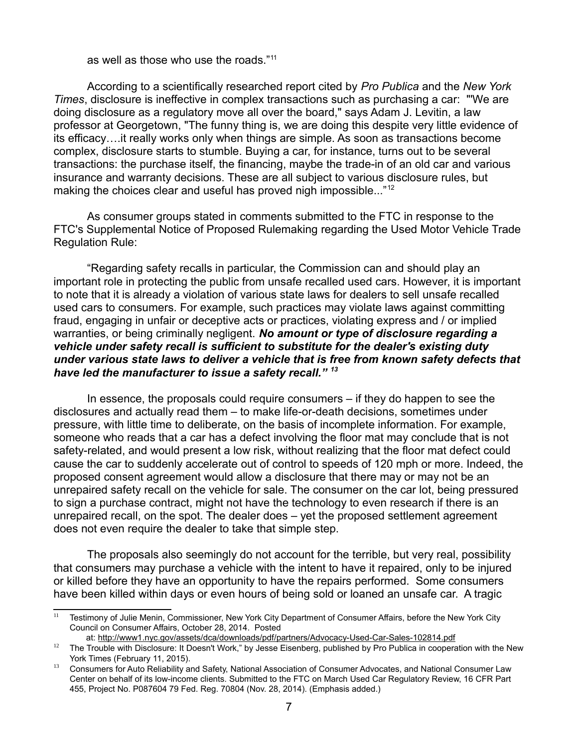as well as those who use the roads."[11]

According to a scientifically researched report cited by *Pro Publica* and the *New York Times*, disclosure is ineffective in complex transactions such as purchasing a car: "'We are doing disclosure as a regulatory move all over the board," says Adam J. Levitin, a law professor at Georgetown, "The funny thing is, we are doing this despite very little evidence of its efficacy….it really works only when things are simple. As soon as transactions become complex, disclosure starts to stumble. Buying a car, for instance, turns out to be several transactions: the purchase itself, the financing, maybe the trade-in of an old car and various insurance and warranty decisions. These are all subject to various disclosure rules, but making the choices clear and useful has proved nigh impossible..."[12]

As consumer groups stated in comments submitted to the FTC in response to the FTC's Supplemental Notice of Proposed Rulemaking regarding the Used Motor Vehicle Trade Regulation Rule:

"Regarding safety recalls in particular, the Commission can and should play an important role in protecting the public from unsafe recalled used cars. However, it is important to note that it is already a violation of various state laws for dealers to sell unsafe recalled used cars to consumers. For example, such practices may violate laws against committing fraud, engaging in unfair or deceptive acts or practices, violating express and / or implied warranties, or being criminally negligent. ***No amount or type of disclosure regarding a vehicle under safety recall is sufficient to substitute for the dealer's existing duty under various state laws to deliver a vehicle that is free from known safety defects that have led the manufacturer to issue a safety recall."*** [13]

In essence, the proposals could require consumers – if they do happen to see the disclosures and actually read them – to make life-or-death decisions, sometimes under pressure, with little time to deliberate, on the basis of incomplete information. For example, someone who reads that a car has a defect involving the floor mat may conclude that is not safety-related, and would present a low risk, without realizing that the floor mat defect could cause the car to suddenly accelerate out of control to speeds of 120 mph or more. Indeed, the proposed consent agreement would allow a disclosure that there may or may not be an unrepaired safety recall on the vehicle for sale. The consumer on the car lot, being pressured to sign a purchase contract, might not have the technology to even research if there is an unrepaired recall, on the spot. The dealer does – yet the proposed settlement agreement does not even require the dealer to take that simple step.

The proposals also seemingly do not account for the terrible, but very real, possibility that consumers may purchase a vehicle with the intent to have it repaired, only to be injured or killed before they have an opportunity to have the repairs performed. Some consumers have been killed within days or even hours of being sold or loaned an unsafe car. A tragic

---

[11] Testimony of Julie Menin, Commissioner, New York City Department of Consumer Affairs, before the New York City Council on Consumer Affairs, October 28, 2014. Posted at: http://www1.nyc.gov/assets/dca/downloads/pdf/partners/Advocacy-Used-Car-Sales-102814.pdf

[12] The Trouble with Disclosure: It Doesn't Work," by Jesse Eisenberg, published by Pro Publica in cooperation with the New York Times (February 11, 2015).

[13] Consumers for Auto Reliability and Safety, National Association of Consumer Advocates, and National Consumer Law Center on behalf of its low-income clients. Submitted to the FTC on March Used Car Regulatory Review, 16 CFR Part 455, Project No. P087604 79 Fed. Reg. 70804 (Nov. 28, 2014). (Emphasis added.)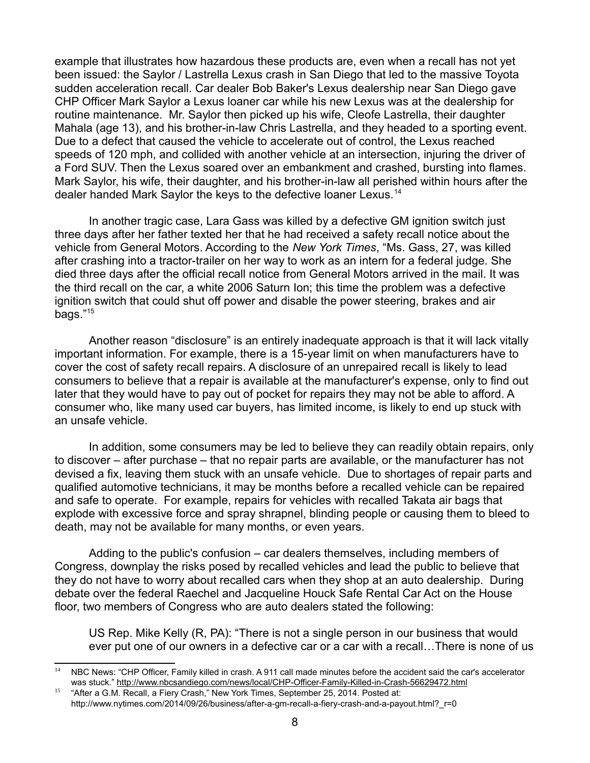example that illustrates how hazardous these products are, even when a recall has not yet been issued: the Saylor / Lastrella Lexus crash in San Diego that led to the massive Toyota sudden acceleration recall. Car dealer Bob Baker's Lexus dealership near San Diego gave CHP Officer Mark Saylor a Lexus loaner car while his new Lexus was at the dealership for routine maintenance. Mr. Saylor then picked up his wife, Cleofe Lastrella, their daughter Mahala (age 13), and his brother-in-law Chris Lastrella, and they headed to a sporting event. Due to a defect that caused the vehicle to accelerate out of control, the Lexus reached speeds of 120 mph, and collided with another vehicle at an intersection, injuring the driver of a Ford SUV. Then the Lexus soared over an embankment and crashed, bursting into flames. Mark Saylor, his wife, their daughter, and his brother-in-law all perished within hours after the dealer handed Mark Saylor the keys to the defective loaner Lexus.[14]

In another tragic case, Lara Gass was killed by a defective GM ignition switch just three days after her father texted her that he had received a safety recall notice about the vehicle from General Motors. According to the *New York Times*, "Ms. Gass, 27, was killed after crashing into a tractor-trailer on her way to work as an intern for a federal judge. She died three days after the official recall notice from General Motors arrived in the mail. It was the third recall on the car, a white 2006 Saturn Ion; this time the problem was a defective ignition switch that could shut off power and disable the power steering, brakes and air bags."[15]

Another reason "disclosure" is an entirely inadequate approach is that it will lack vitally important information. For example, there is a 15-year limit on when manufacturers have to cover the cost of safety recall repairs. A disclosure of an unrepaired recall is likely to lead consumers to believe that a repair is available at the manufacturer's expense, only to find out later that they would have to pay out of pocket for repairs they may not be able to afford. A consumer who, like many used car buyers, has limited income, is likely to end up stuck with an unsafe vehicle.

In addition, some consumers may be led to believe they can readily obtain repairs, only to discover – after purchase – that no repair parts are available, or the manufacturer has not devised a fix, leaving them stuck with an unsafe vehicle. Due to shortages of repair parts and qualified automotive technicians, it may be months before a recalled vehicle can be repaired and safe to operate. For example, repairs for vehicles with recalled Takata air bags that explode with excessive force and spray shrapnel, blinding people or causing them to bleed to death, may not be available for many months, or even years.

Adding to the public's confusion – car dealers themselves, including members of Congress, downplay the risks posed by recalled vehicles and lead the public to believe that they do not have to worry about recalled cars when they shop at an auto dealership. During debate over the federal Raechel and Jacqueline Houck Safe Rental Car Act on the House floor, two members of Congress who are auto dealers stated the following:

> US Rep. Mike Kelly (R, PA): "There is not a single person in our business that would ever put one of our owners in a defective car or a car with a recall…There is none of us

---

[14] NBC News: "CHP Officer, Family killed in crash. A 911 call made minutes before the accident said the car's accelerator was stuck." http://www.nbcsandiego.com/news/local/CHP-Officer-Family-Killed-in-Crash-56629472.html

[15] "After a G.M. Recall, a Fiery Crash," New York Times, September 25, 2014. Posted at: http://www.nytimes.com/2014/09/26/business/after-a-gm-recall-a-fiery-crash-and-a-payout.html?_r=0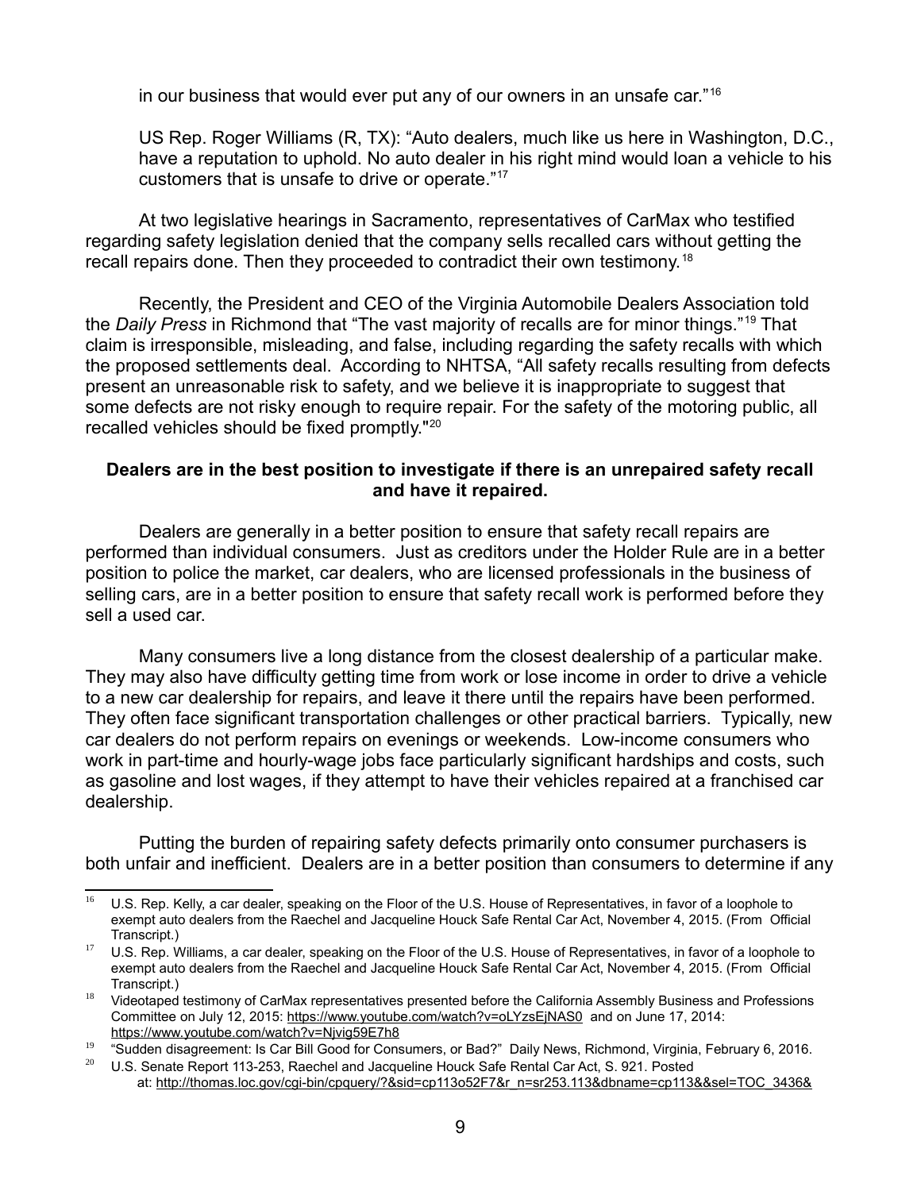in our business that would ever put any of our owners in an unsafe car."[16]

US Rep. Roger Williams (R, TX): "Auto dealers, much like us here in Washington, D.C., have a reputation to uphold. No auto dealer in his right mind would loan a vehicle to his customers that is unsafe to drive or operate."[17]

At two legislative hearings in Sacramento, representatives of CarMax who testified regarding safety legislation denied that the company sells recalled cars without getting the recall repairs done. Then they proceeded to contradict their own testimony.[18]

Recently, the President and CEO of the Virginia Automobile Dealers Association told the *Daily Press* in Richmond that "The vast majority of recalls are for minor things."[19] That claim is irresponsible, misleading, and false, including regarding the safety recalls with which the proposed settlements deal. According to NHTSA, "All safety recalls resulting from defects present an unreasonable risk to safety, and we believe it is inappropriate to suggest that some defects are not risky enough to require repair. For the safety of the motoring public, all recalled vehicles should be fixed promptly."[20]

**Dealers are in the best position to investigate if there is an unrepaired safety recall and have it repaired.**

Dealers are generally in a better position to ensure that safety recall repairs are performed than individual consumers. Just as creditors under the Holder Rule are in a better position to police the market, car dealers, who are licensed professionals in the business of selling cars, are in a better position to ensure that safety recall work is performed before they sell a used car.

Many consumers live a long distance from the closest dealership of a particular make. They may also have difficulty getting time from work or lose income in order to drive a vehicle to a new car dealership for repairs, and leave it there until the repairs have been performed. They often face significant transportation challenges or other practical barriers. Typically, new car dealers do not perform repairs on evenings or weekends. Low-income consumers who work in part-time and hourly-wage jobs face particularly significant hardships and costs, such as gasoline and lost wages, if they attempt to have their vehicles repaired at a franchised car dealership.

Putting the burden of repairing safety defects primarily onto consumer purchasers is both unfair and inefficient. Dealers are in a better position than consumers to determine if any

---

[16] U.S. Rep. Kelly, a car dealer, speaking on the Floor of the U.S. House of Representatives, in favor of a loophole to exempt auto dealers from the Raechel and Jacqueline Houck Safe Rental Car Act, November 4, 2015. (From Official Transcript.)

[17] U.S. Rep. Williams, a car dealer, speaking on the Floor of the U.S. House of Representatives, in favor of a loophole to exempt auto dealers from the Raechel and Jacqueline Houck Safe Rental Car Act, November 4, 2015. (From Official Transcript.)

[18] Videotaped testimony of CarMax representatives presented before the California Assembly Business and Professions Committee on July 12, 2015: https://www.youtube.com/watch?v=oLYzsEjNAS0 and on June 17, 2014: https://www.youtube.com/watch?v=Njvig59E7h8

[19] "Sudden disagreement: Is Car Bill Good for Consumers, or Bad?" Daily News, Richmond, Virginia, February 6, 2016.

[20] U.S. Senate Report 113-253, Raechel and Jacqueline Houck Safe Rental Car Act, S. 921. Posted at: http://thomas.loc.gov/cgi-bin/cpquery/?&sid=cp113o52F7&r_n=sr253.113&dbname=cp113&&sel=TOC_3436&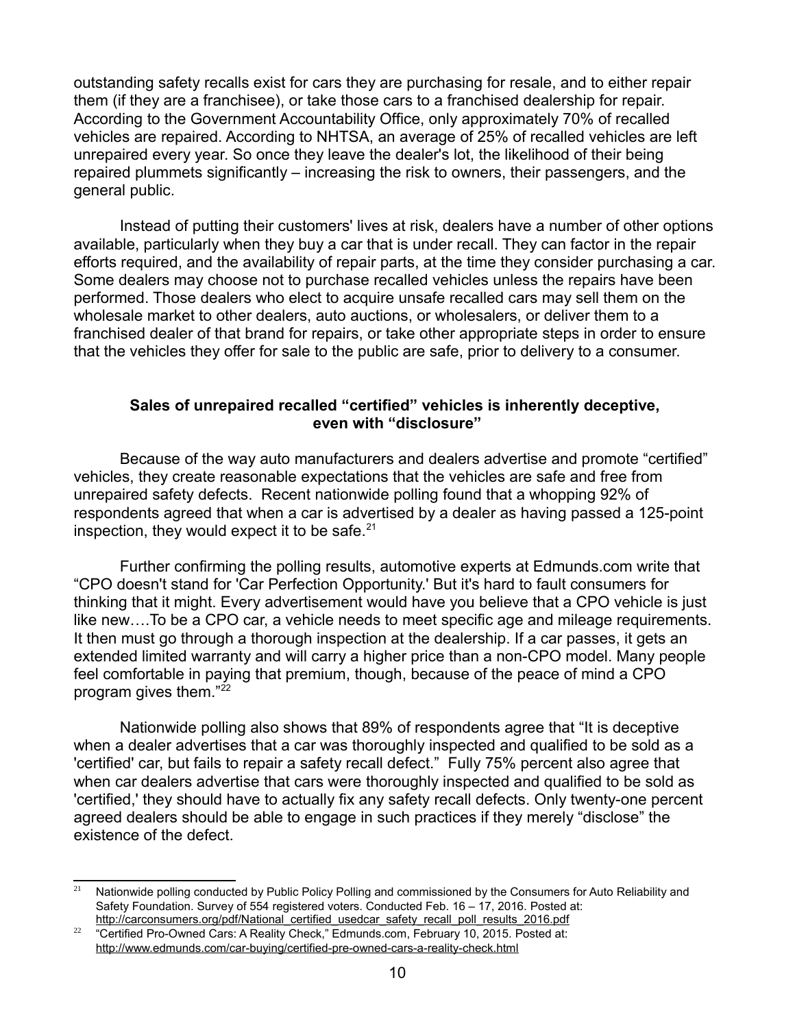outstanding safety recalls exist for cars they are purchasing for resale, and to either repair them (if they are a franchisee), or take those cars to a franchised dealership for repair. According to the Government Accountability Office, only approximately 70% of recalled vehicles are repaired. According to NHTSA, an average of 25% of recalled vehicles are left unrepaired every year. So once they leave the dealer's lot, the likelihood of their being repaired plummets significantly – increasing the risk to owners, their passengers, and the general public.

Instead of putting their customers' lives at risk, dealers have a number of other options available, particularly when they buy a car that is under recall. They can factor in the repair efforts required, and the availability of repair parts, at the time they consider purchasing a car. Some dealers may choose not to purchase recalled vehicles unless the repairs have been performed. Those dealers who elect to acquire unsafe recalled cars may sell them on the wholesale market to other dealers, auto auctions, or wholesalers, or deliver them to a franchised dealer of that brand for repairs, or take other appropriate steps in order to ensure that the vehicles they offer for sale to the public are safe, prior to delivery to a consumer.

**Sales of unrepaired recalled "certified" vehicles is inherently deceptive, even with "disclosure"**

Because of the way auto manufacturers and dealers advertise and promote "certified" vehicles, they create reasonable expectations that the vehicles are safe and free from unrepaired safety defects. Recent nationwide polling found that a whopping 92% of respondents agreed that when a car is advertised by a dealer as having passed a 125-point inspection, they would expect it to be safe.[21]

Further confirming the polling results, automotive experts at Edmunds.com write that "CPO doesn't stand for 'Car Perfection Opportunity.' But it's hard to fault consumers for thinking that it might. Every advertisement would have you believe that a CPO vehicle is just like new….To be a CPO car, a vehicle needs to meet specific age and mileage requirements. It then must go through a thorough inspection at the dealership. If a car passes, it gets an extended limited warranty and will carry a higher price than a non-CPO model. Many people feel comfortable in paying that premium, though, because of the peace of mind a CPO program gives them."[22]

Nationwide polling also shows that 89% of respondents agree that "It is deceptive when a dealer advertises that a car was thoroughly inspected and qualified to be sold as a 'certified' car, but fails to repair a safety recall defect." Fully 75% percent also agree that when car dealers advertise that cars were thoroughly inspected and qualified to be sold as 'certified,' they should have to actually fix any safety recall defects. Only twenty-one percent agreed dealers should be able to engage in such practices if they merely "disclose" the existence of the defect.

---

[21] Nationwide polling conducted by Public Policy Polling and commissioned by the Consumers for Auto Reliability and Safety Foundation. Survey of 554 registered voters. Conducted Feb. 16 – 17, 2016. Posted at: http://carconsumers.org/pdf/National_certified_usedcar_safety_recall_poll_results_2016.pdf

[22] "Certified Pro-Owned Cars: A Reality Check," Edmunds.com, February 10, 2015. Posted at: http://www.edmunds.com/car-buying/certified-pre-owned-cars-a-reality-check.html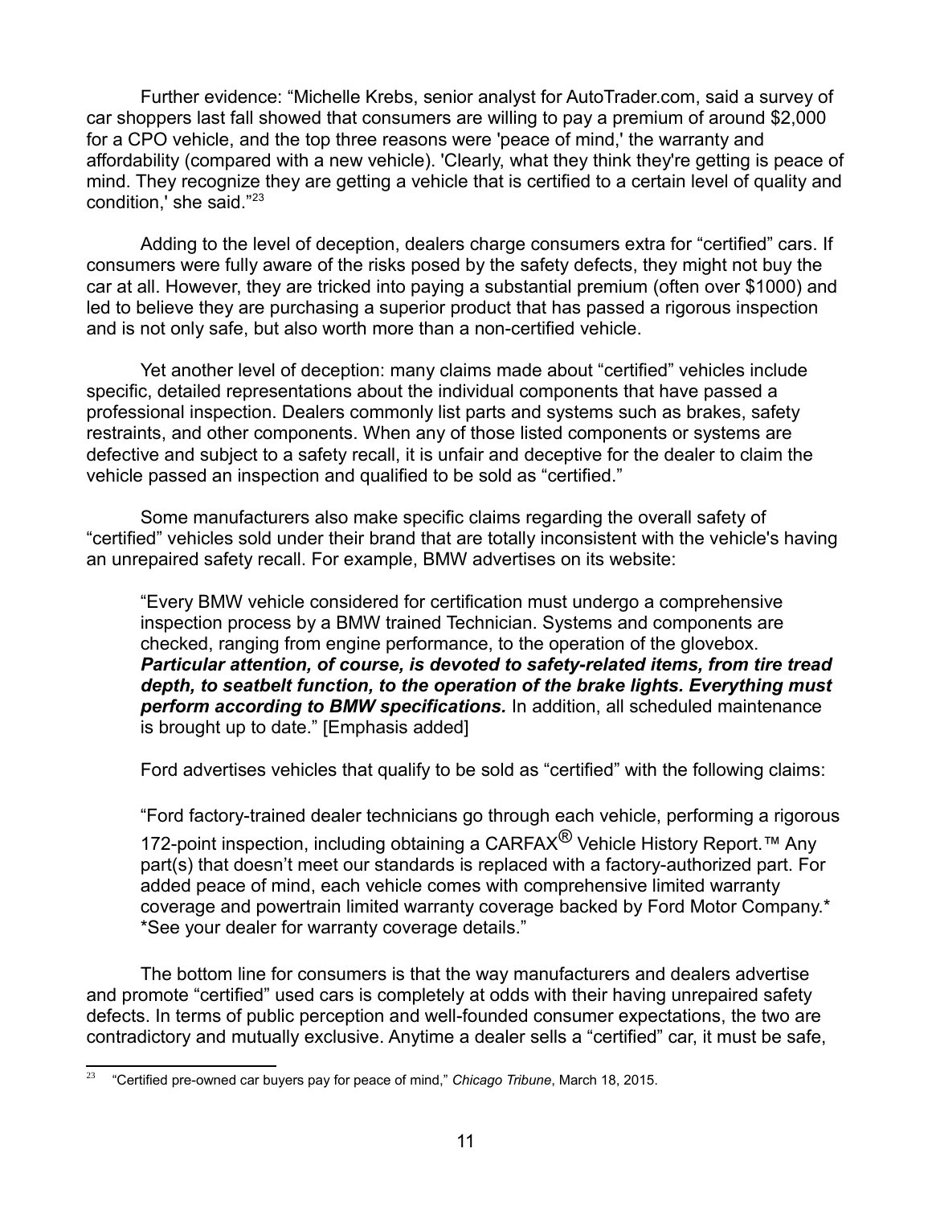Further evidence: "Michelle Krebs, senior analyst for AutoTrader.com, said a survey of car shoppers last fall showed that consumers are willing to pay a premium of around $2,000 for a CPO vehicle, and the top three reasons were 'peace of mind,' the warranty and affordability (compared with a new vehicle). 'Clearly, what they think they're getting is peace of mind. They recognize they are getting a vehicle that is certified to a certain level of quality and condition,' she said."[23]

Adding to the level of deception, dealers charge consumers extra for "certified" cars. If consumers were fully aware of the risks posed by the safety defects, they might not buy the car at all. However, they are tricked into paying a substantial premium (often over $1000) and led to believe they are purchasing a superior product that has passed a rigorous inspection and is not only safe, but also worth more than a non-certified vehicle.

Yet another level of deception: many claims made about "certified" vehicles include specific, detailed representations about the individual components that have passed a professional inspection. Dealers commonly list parts and systems such as brakes, safety restraints, and other components. When any of those listed components or systems are defective and subject to a safety recall, it is unfair and deceptive for the dealer to claim the vehicle passed an inspection and qualified to be sold as "certified."

Some manufacturers also make specific claims regarding the overall safety of "certified" vehicles sold under their brand that are totally inconsistent with the vehicle's having an unrepaired safety recall. For example, BMW advertises on its website:

> "Every BMW vehicle considered for certification must undergo a comprehensive inspection process by a BMW trained Technician. Systems and components are checked, ranging from engine performance, to the operation of the glovebox. ***Particular attention, of course, is devoted to safety-related items, from tire tread depth, to seatbelt function, to the operation of the brake lights. Everything must perform according to BMW specifications.*** In addition, all scheduled maintenance is brought up to date." [Emphasis added]

Ford advertises vehicles that qualify to be sold as "certified" with the following claims:

> "Ford factory-trained dealer technicians go through each vehicle, performing a rigorous 172-point inspection, including obtaining a CARFAX® Vehicle History Report.™ Any part(s) that doesn't meet our standards is replaced with a factory-authorized part. For added peace of mind, each vehicle comes with comprehensive limited warranty coverage and powertrain limited warranty coverage backed by Ford Motor Company.* *See your dealer for warranty coverage details."

The bottom line for consumers is that the way manufacturers and dealers advertise and promote "certified" used cars is completely at odds with their having unrepaired safety defects. In terms of public perception and well-founded consumer expectations, the two are contradictory and mutually exclusive. Anytime a dealer sells a "certified" car, it must be safe,

---

[23] "Certified pre-owned car buyers pay for peace of mind," *Chicago Tribune*, March 18, 2015.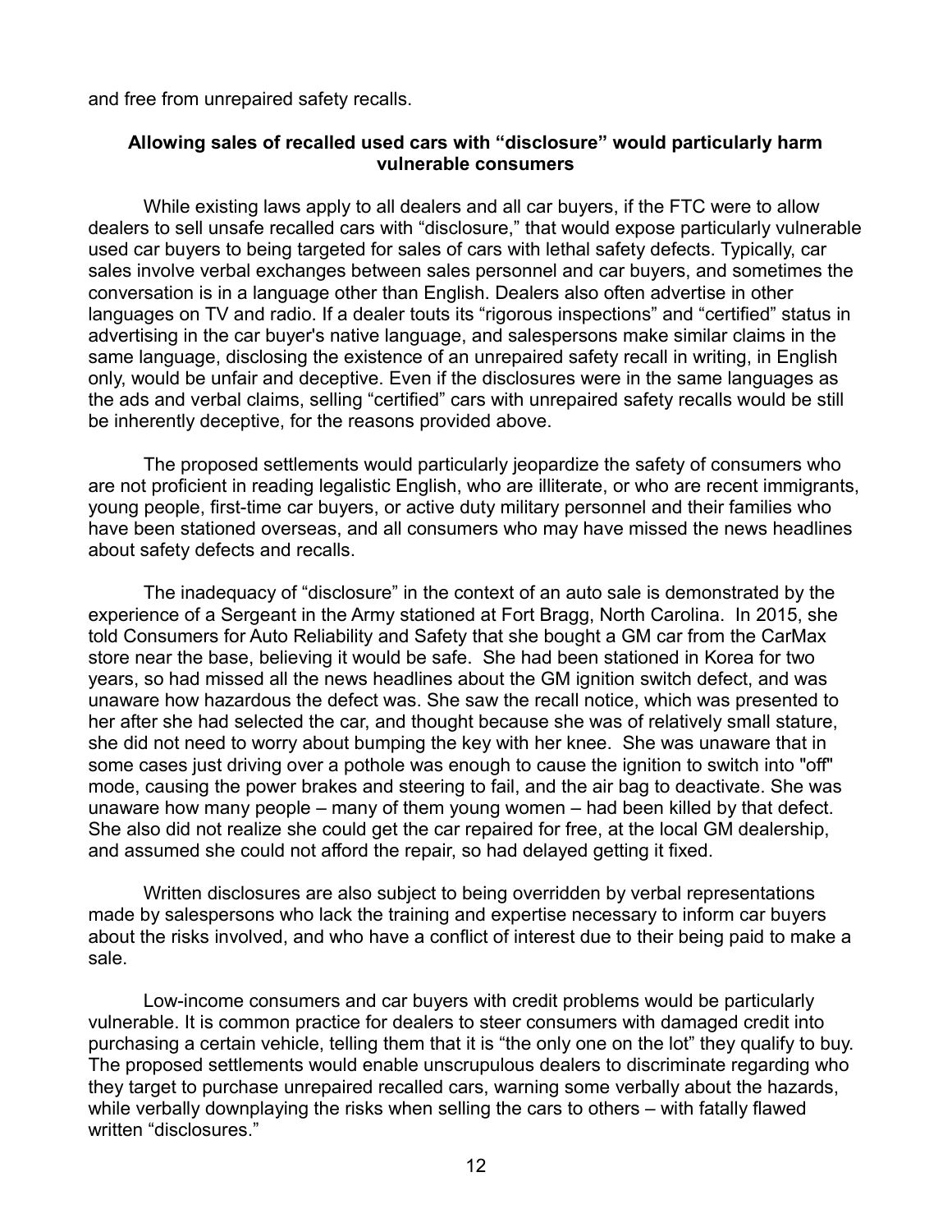and free from unrepaired safety recalls.

**Allowing sales of recalled used cars with "disclosure" would particularly harm vulnerable consumers**

While existing laws apply to all dealers and all car buyers, if the FTC were to allow dealers to sell unsafe recalled cars with "disclosure," that would expose particularly vulnerable used car buyers to being targeted for sales of cars with lethal safety defects. Typically, car sales involve verbal exchanges between sales personnel and car buyers, and sometimes the conversation is in a language other than English. Dealers also often advertise in other languages on TV and radio. If a dealer touts its "rigorous inspections" and "certified" status in advertising in the car buyer's native language, and salespersons make similar claims in the same language, disclosing the existence of an unrepaired safety recall in writing, in English only, would be unfair and deceptive. Even if the disclosures were in the same languages as the ads and verbal claims, selling "certified" cars with unrepaired safety recalls would be still be inherently deceptive, for the reasons provided above.

The proposed settlements would particularly jeopardize the safety of consumers who are not proficient in reading legalistic English, who are illiterate, or who are recent immigrants, young people, first-time car buyers, or active duty military personnel and their families who have been stationed overseas, and all consumers who may have missed the news headlines about safety defects and recalls.

The inadequacy of "disclosure" in the context of an auto sale is demonstrated by the experience of a Sergeant in the Army stationed at Fort Bragg, North Carolina. In 2015, she told Consumers for Auto Reliability and Safety that she bought a GM car from the CarMax store near the base, believing it would be safe. She had been stationed in Korea for two years, so had missed all the news headlines about the GM ignition switch defect, and was unaware how hazardous the defect was. She saw the recall notice, which was presented to her after she had selected the car, and thought because she was of relatively small stature, she did not need to worry about bumping the key with her knee. She was unaware that in some cases just driving over a pothole was enough to cause the ignition to switch into "off" mode, causing the power brakes and steering to fail, and the air bag to deactivate. She was unaware how many people – many of them young women – had been killed by that defect. She also did not realize she could get the car repaired for free, at the local GM dealership, and assumed she could not afford the repair, so had delayed getting it fixed.

Written disclosures are also subject to being overridden by verbal representations made by salespersons who lack the training and expertise necessary to inform car buyers about the risks involved, and who have a conflict of interest due to their being paid to make a sale.

Low-income consumers and car buyers with credit problems would be particularly vulnerable. It is common practice for dealers to steer consumers with damaged credit into purchasing a certain vehicle, telling them that it is "the only one on the lot" they qualify to buy. The proposed settlements would enable unscrupulous dealers to discriminate regarding who they target to purchase unrepaired recalled cars, warning some verbally about the hazards, while verbally downplaying the risks when selling the cars to others – with fatally flawed written "disclosures."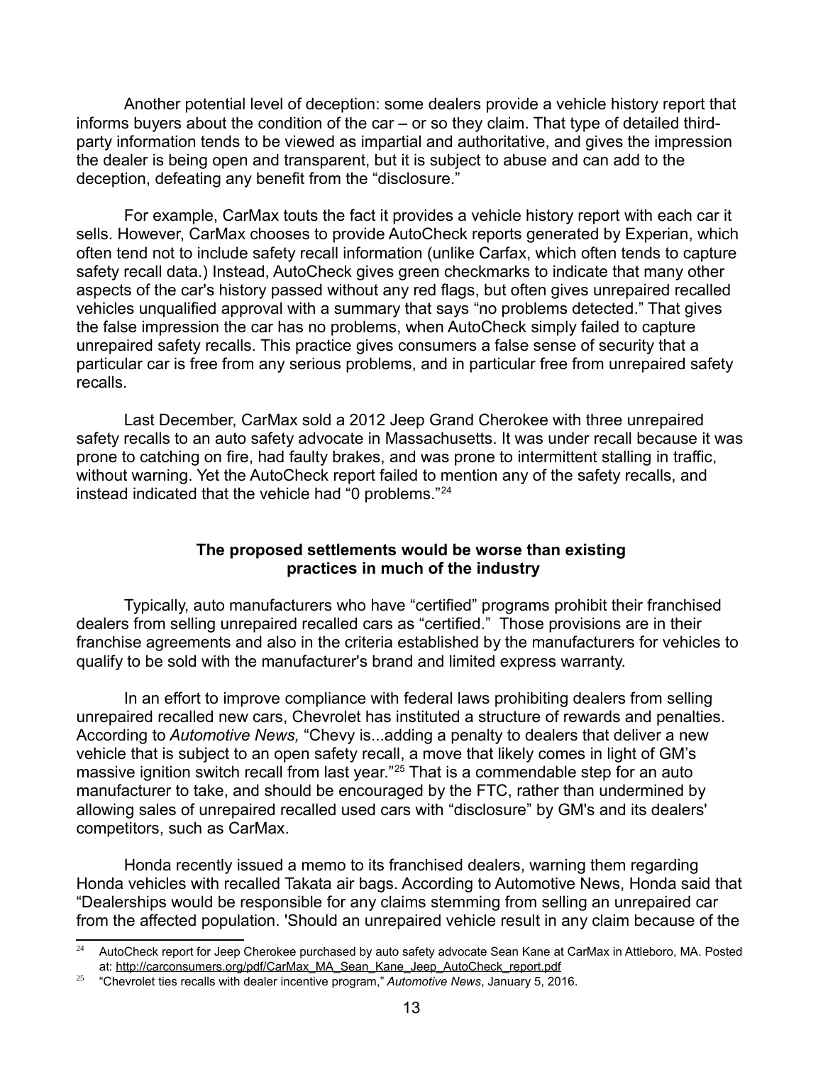Another potential level of deception: some dealers provide a vehicle history report that informs buyers about the condition of the car – or so they claim. That type of detailed third-party information tends to be viewed as impartial and authoritative, and gives the impression the dealer is being open and transparent, but it is subject to abuse and can add to the deception, defeating any benefit from the "disclosure."

For example, CarMax touts the fact it provides a vehicle history report with each car it sells. However, CarMax chooses to provide AutoCheck reports generated by Experian, which often tend not to include safety recall information (unlike Carfax, which often tends to capture safety recall data.) Instead, AutoCheck gives green checkmarks to indicate that many other aspects of the car's history passed without any red flags, but often gives unrepaired recalled vehicles unqualified approval with a summary that says "no problems detected." That gives the false impression the car has no problems, when AutoCheck simply failed to capture unrepaired safety recalls. This practice gives consumers a false sense of security that a particular car is free from any serious problems, and in particular free from unrepaired safety recalls.

Last December, CarMax sold a 2012 Jeep Grand Cherokee with three unrepaired safety recalls to an auto safety advocate in Massachusetts. It was under recall because it was prone to catching on fire, had faulty brakes, and was prone to intermittent stalling in traffic, without warning. Yet the AutoCheck report failed to mention any of the safety recalls, and instead indicated that the vehicle had "0 problems."[24]

**The proposed settlements would be worse than existing practices in much of the industry**

Typically, auto manufacturers who have "certified" programs prohibit their franchised dealers from selling unrepaired recalled cars as "certified." Those provisions are in their franchise agreements and also in the criteria established by the manufacturers for vehicles to qualify to be sold with the manufacturer's brand and limited express warranty.

In an effort to improve compliance with federal laws prohibiting dealers from selling unrepaired recalled new cars, Chevrolet has instituted a structure of rewards and penalties. According to *Automotive News,* "Chevy is...adding a penalty to dealers that deliver a new vehicle that is subject to an open safety recall, a move that likely comes in light of GM's massive ignition switch recall from last year."[25] That is a commendable step for an auto manufacturer to take, and should be encouraged by the FTC, rather than undermined by allowing sales of unrepaired recalled used cars with "disclosure" by GM's and its dealers' competitors, such as CarMax.

Honda recently issued a memo to its franchised dealers, warning them regarding Honda vehicles with recalled Takata air bags. According to Automotive News, Honda said that "Dealerships would be responsible for any claims stemming from selling an unrepaired car from the affected population. 'Should an unrepaired vehicle result in any claim because of the

---

[24] AutoCheck report for Jeep Cherokee purchased by auto safety advocate Sean Kane at CarMax in Attleboro, MA. Posted at: http://carconsumers.org/pdf/CarMax_MA_Sean_Kane_Jeep_AutoCheck_report.pdf

[25] "Chevrolet ties recalls with dealer incentive program," *Automotive News*, January 5, 2016.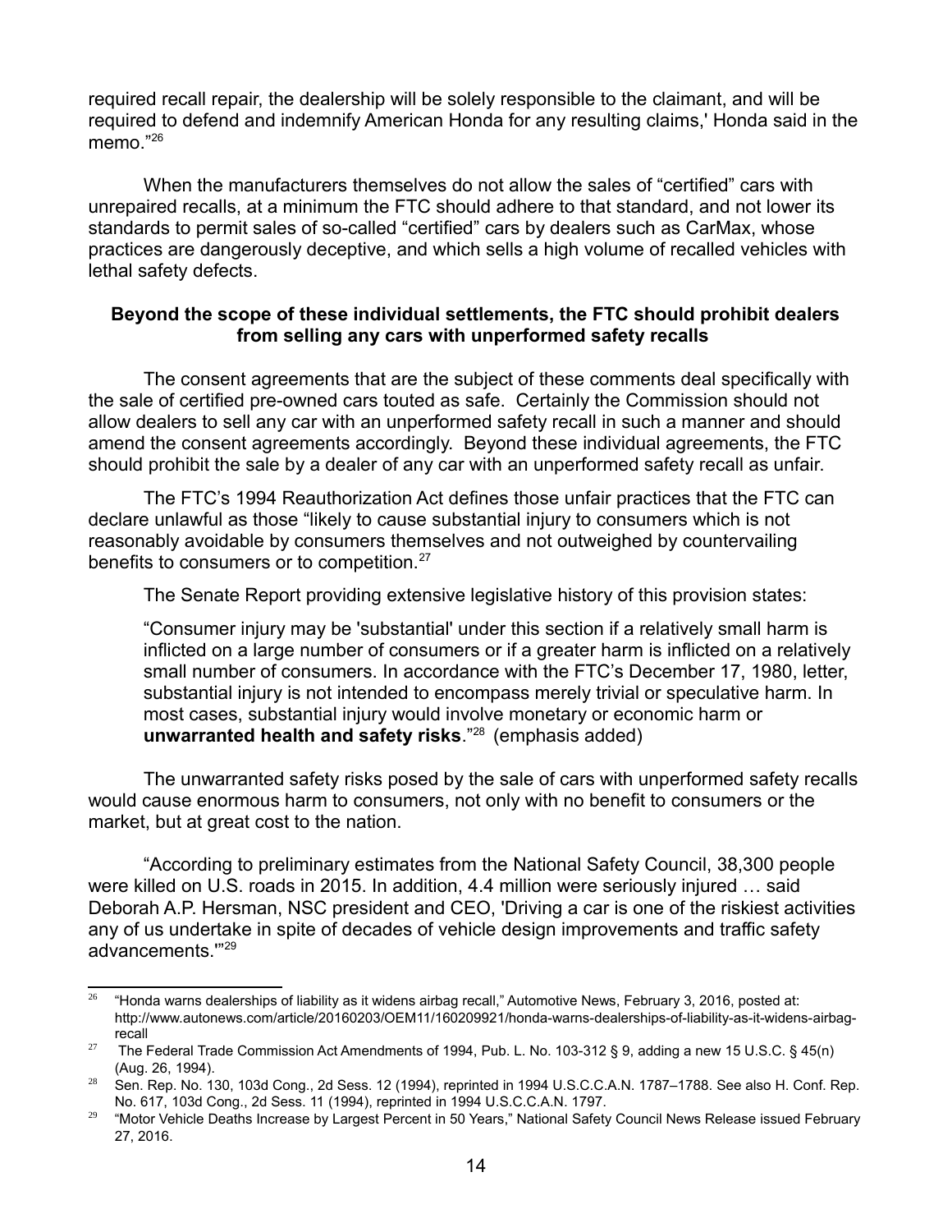required recall repair, the dealership will be solely responsible to the claimant, and will be required to defend and indemnify American Honda for any resulting claims,' Honda said in the memo."[26]

When the manufacturers themselves do not allow the sales of "certified" cars with unrepaired recalls, at a minimum the FTC should adhere to that standard, and not lower its standards to permit sales of so-called "certified" cars by dealers such as CarMax, whose practices are dangerously deceptive, and which sells a high volume of recalled vehicles with lethal safety defects.

**Beyond the scope of these individual settlements, the FTC should prohibit dealers from selling any cars with unperformed safety recalls**

The consent agreements that are the subject of these comments deal specifically with the sale of certified pre-owned cars touted as safe. Certainly the Commission should not allow dealers to sell any car with an unperformed safety recall in such a manner and should amend the consent agreements accordingly. Beyond these individual agreements, the FTC should prohibit the sale by a dealer of any car with an unperformed safety recall as unfair.

The FTC's 1994 Reauthorization Act defines those unfair practices that the FTC can declare unlawful as those "likely to cause substantial injury to consumers which is not reasonably avoidable by consumers themselves and not outweighed by countervailing benefits to consumers or to competition.[27]

The Senate Report providing extensive legislative history of this provision states:

"Consumer injury may be 'substantial' under this section if a relatively small harm is inflicted on a large number of consumers or if a greater harm is inflicted on a relatively small number of consumers. In accordance with the FTC's December 17, 1980, letter, substantial injury is not intended to encompass merely trivial or speculative harm. In most cases, substantial injury would involve monetary or economic harm or **unwarranted health and safety risks**."[28] (emphasis added)

The unwarranted safety risks posed by the sale of cars with unperformed safety recalls would cause enormous harm to consumers, not only with no benefit to consumers or the market, but at great cost to the nation.

"According to preliminary estimates from the National Safety Council, 38,300 people were killed on U.S. roads in 2015. In addition, 4.4 million were seriously injured … said Deborah A.P. Hersman, NSC president and CEO, 'Driving a car is one of the riskiest activities any of us undertake in spite of decades of vehicle design improvements and traffic safety advancements.'"[29]

---

[26] "Honda warns dealerships of liability as it widens airbag recall," Automotive News, February 3, 2016, posted at: http://www.autonews.com/article/20160203/OEM11/160209921/honda-warns-dealerships-of-liability-as-it-widens-airbag-recall

[27] The Federal Trade Commission Act Amendments of 1994, Pub. L. No. 103-312 § 9, adding a new 15 U.S.C. § 45(n) (Aug. 26, 1994).

[28] Sen. Rep. No. 130, 103d Cong., 2d Sess. 12 (1994), reprinted in 1994 U.S.C.C.A.N. 1787–1788. See also H. Conf. Rep. No. 617, 103d Cong., 2d Sess. 11 (1994), reprinted in 1994 U.S.C.C.A.N. 1797.

[29] "Motor Vehicle Deaths Increase by Largest Percent in 50 Years," National Safety Council News Release issued February 27, 2016.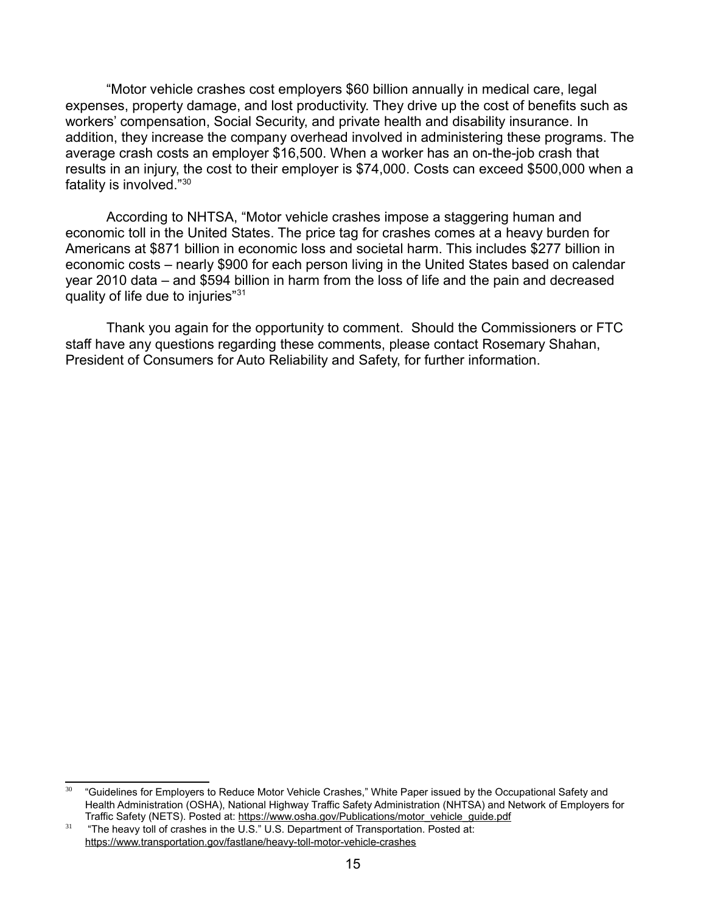"Motor vehicle crashes cost employers $60 billion annually in medical care, legal expenses, property damage, and lost productivity. They drive up the cost of benefits such as workers' compensation, Social Security, and private health and disability insurance. In addition, they increase the company overhead involved in administering these programs. The average crash costs an employer $16,500. When a worker has an on-the-job crash that results in an injury, the cost to their employer is $74,000. Costs can exceed $500,000 when a fatality is involved."[30]

According to NHTSA, "Motor vehicle crashes impose a staggering human and economic toll in the United States. The price tag for crashes comes at a heavy burden for Americans at $871 billion in economic loss and societal harm. This includes $277 billion in economic costs – nearly $900 for each person living in the United States based on calendar year 2010 data – and $594 billion in harm from the loss of life and the pain and decreased quality of life due to injuries"[31]

Thank you again for the opportunity to comment. Should the Commissioners or FTC staff have any questions regarding these comments, please contact Rosemary Shahan, President of Consumers for Auto Reliability and Safety, for further information.

---

[30] "Guidelines for Employers to Reduce Motor Vehicle Crashes," White Paper issued by the Occupational Safety and Health Administration (OSHA), National Highway Traffic Safety Administration (NHTSA) and Network of Employers for Traffic Safety (NETS). Posted at: https://www.osha.gov/Publications/motor_vehicle_guide.pdf

[31] "The heavy toll of crashes in the U.S." U.S. Department of Transportation. Posted at: https://www.transportation.gov/fastlane/heavy-toll-motor-vehicle-crashes